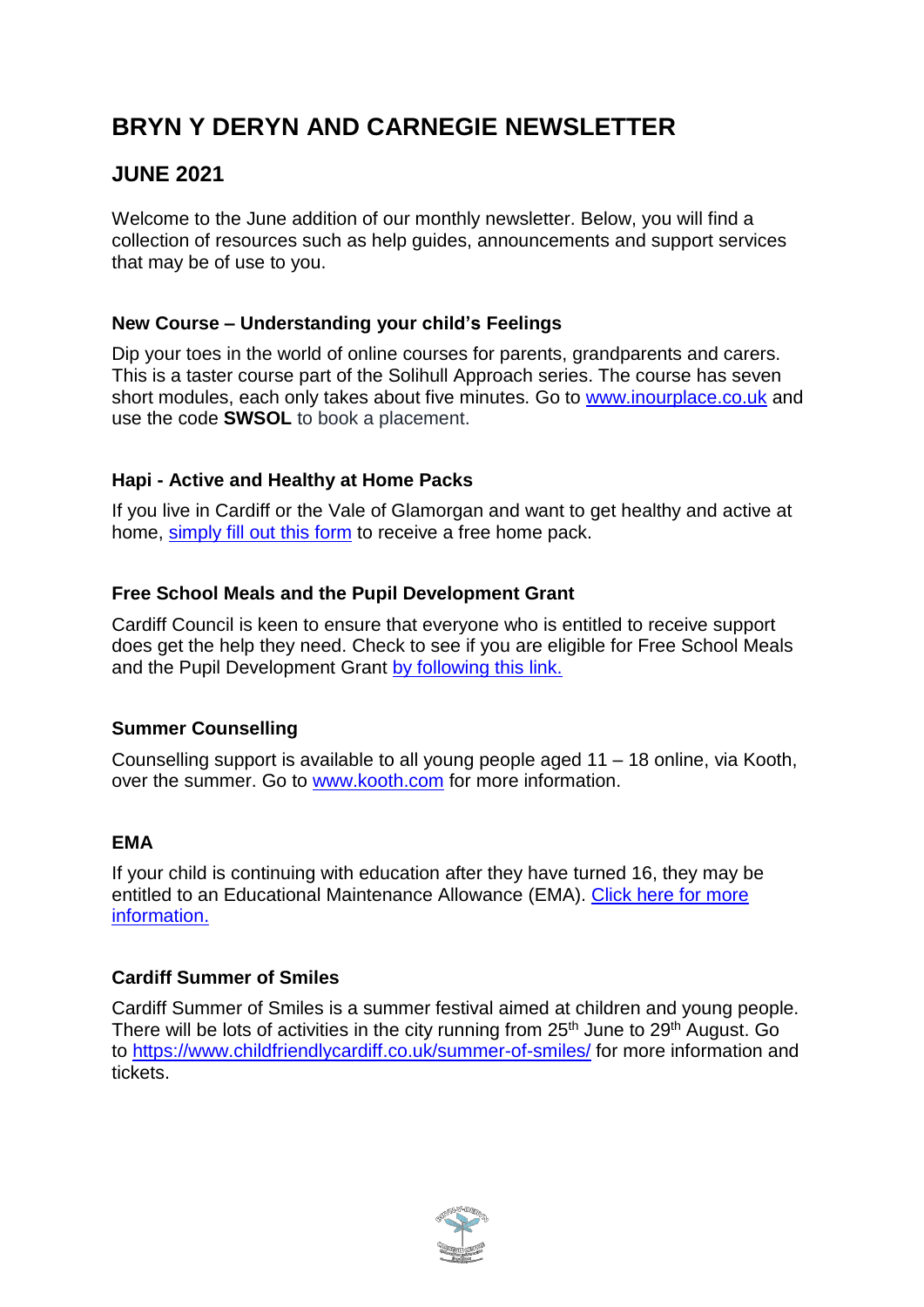# BRYN Y DERYN AND CARNEGIE NEWSLETTER

## JUNE 2021

Welcome to the June addition of our monthly newsletter. Below, you will find a collection of resources such as help guides, announcements and support services that may be of use to you.

### New Course – Understanding your child's Feelings

Dip your toes in the world of online courses for parents, grandparents and carers. This is a taster course part of the Solihull Approach series. The course has seven short modules, each only takes about five minutes. Go to www.inourplace.co.uk and use the code **SWSOL** to book a placement.

### Hapi - Active and Healthy at Home Packs

If you live in Cardiff or the Vale of Glamorgan and want to get healthy and active at home, simply fill out this form to receive a free home pack.

### Free School Meals and the Pupil Development Grant

Cardiff Council is keen to ensure that everyone who is entitled to receive support does get the help they need. Check to see if you are eligible for Free School Meals and the Pupil Development Grant by following this link.

### Summer Counselling

Counselling support is available to all young people aged 11 – 18 online, via Kooth, over the summer. Go to www.kooth.com for more information.

### EMA

If your child is continuing with education after they have turned 16, they may be entitled to an Educational Maintenance Allowance (EMA). Click here for more information.

### Cardiff Summer of Smiles

Cardiff Summer of Smiles is a summer festival aimed at children and young people. There will be lots of activities in the city running from 25th June to 29th August. Go to https://www.childfriendlycardiff.co.uk/summer-of-smiles/ for more information and tickets.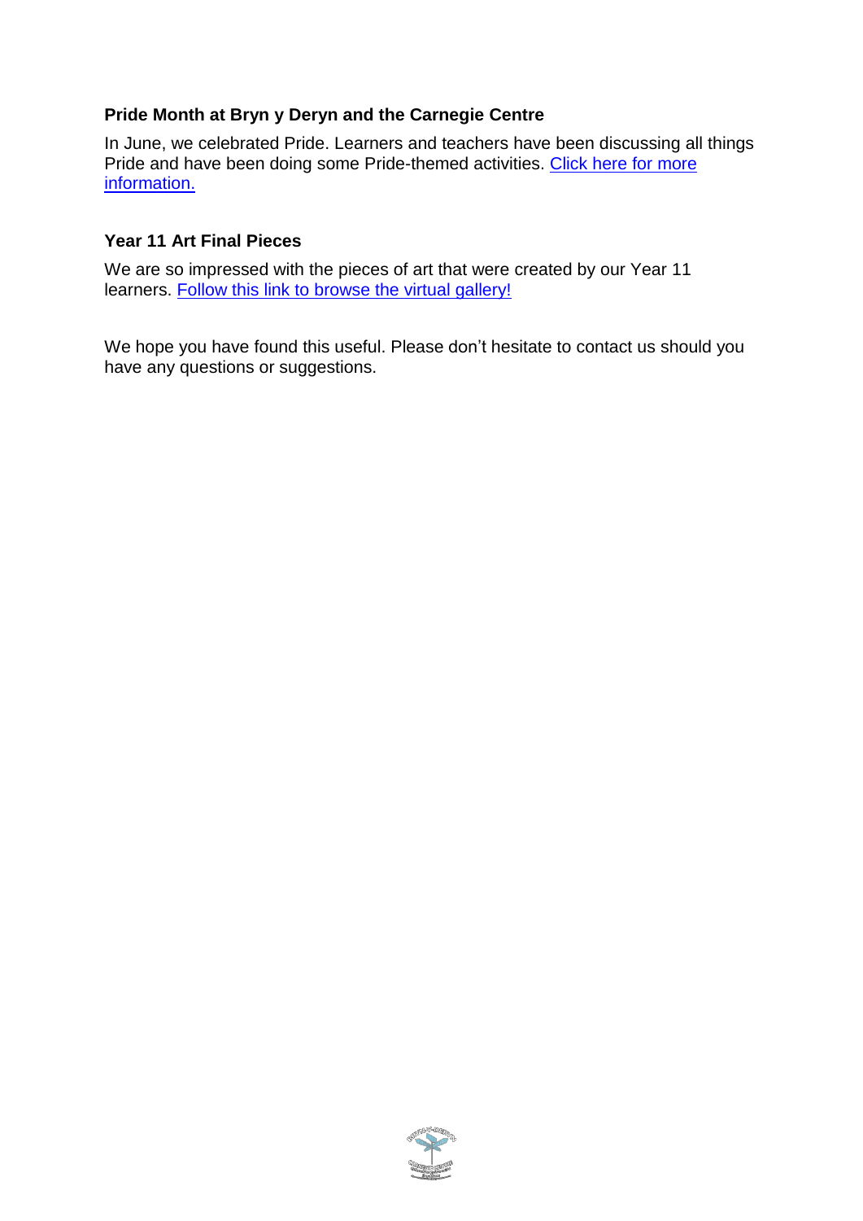**Pride Month at Bryn y Deryn and the Carnegie Centre**

In June, we celebrated Pride. Learners and teachers have been discussing all things Pride and have been doing some Pride-themed activities. Click here for more information.

**Year 11 Art Final Pieces**

We are so impressed with the pieces of art that were created by our Year 11 learners. Follow this link to browse the virtual gallery!

We hope you have found this useful. Please don't hesitate to contact us should you have any questions or suggestions.